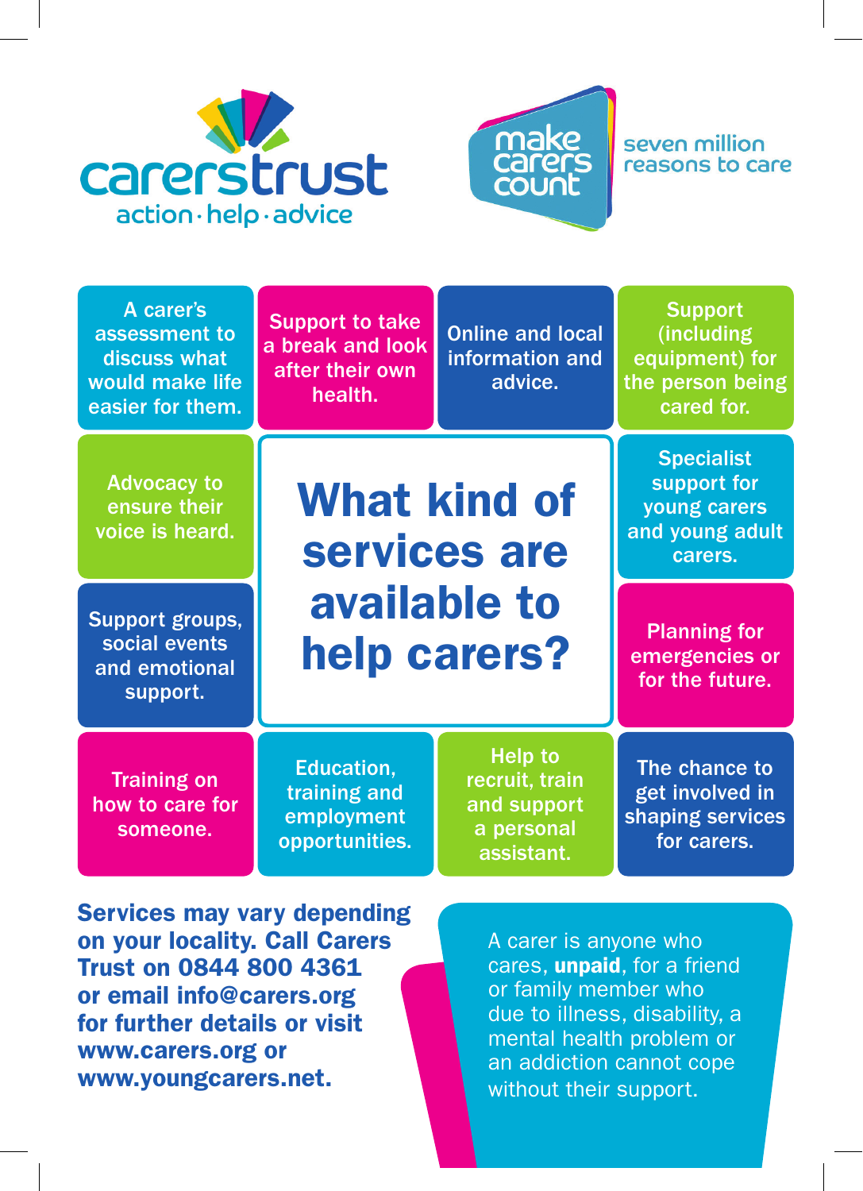carerstrust

action · help · advice

make carers count

seven million reasons to care

# What kind of services are available to help carers?

- A carer's assessment to discuss what would make life easier for them.
- Support to take a break and look after their own health.
- Online and local information and advice.
- Support (including equipment) for the person being cared for.
- Advocacy to ensure their voice is heard.
- Specialist support for young carers and young adult carers.
- Support groups, social events and emotional support.
- Planning for emergencies or for the future.
- Training on how to care for someone.
- Education, training and employment opportunities.
- Help to recruit, train and support a personal assistant.
- The chance to get involved in shaping services for carers.

**Services may vary depending on your locality. Call Carers Trust on 0844 800 4361 or email info@carers.org for further details or visit www.carers.org or www.youngcarers.net.**

A carer is anyone who cares, **unpaid**, for a friend or family member who due to illness, disability, a mental health problem or an addiction cannot cope without their support.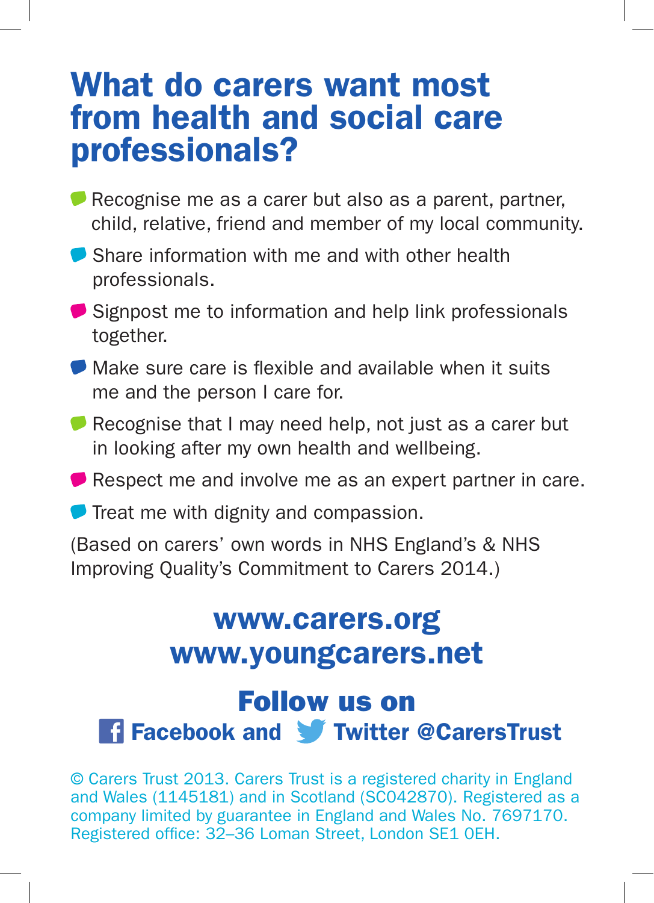# What do carers want most from health and social care professionals?

- Recognise me as a carer but also as a parent, partner, child, relative, friend and member of my local community.
- Share information with me and with other health professionals.
- Signpost me to information and help link professionals together.
- Make sure care is flexible and available when it suits me and the person I care for.
- Recognise that I may need help, not just as a carer but in looking after my own health and wellbeing.
- Respect me and involve me as an expert partner in care.
- Treat me with dignity and compassion.

(Based on carers' own words in NHS England's & NHS Improving Quality's Commitment to Carers 2014.)

## www.carers.org
## www.youngcarers.net

## Follow us on
**Facebook and Twitter @CarersTrust**

© Carers Trust 2013. Carers Trust is a registered charity in England and Wales (1145181) and in Scotland (SC042870). Registered as a company limited by guarantee in England and Wales No. 7697170. Registered office: 32–36 Loman Street, London SE1 0EH.